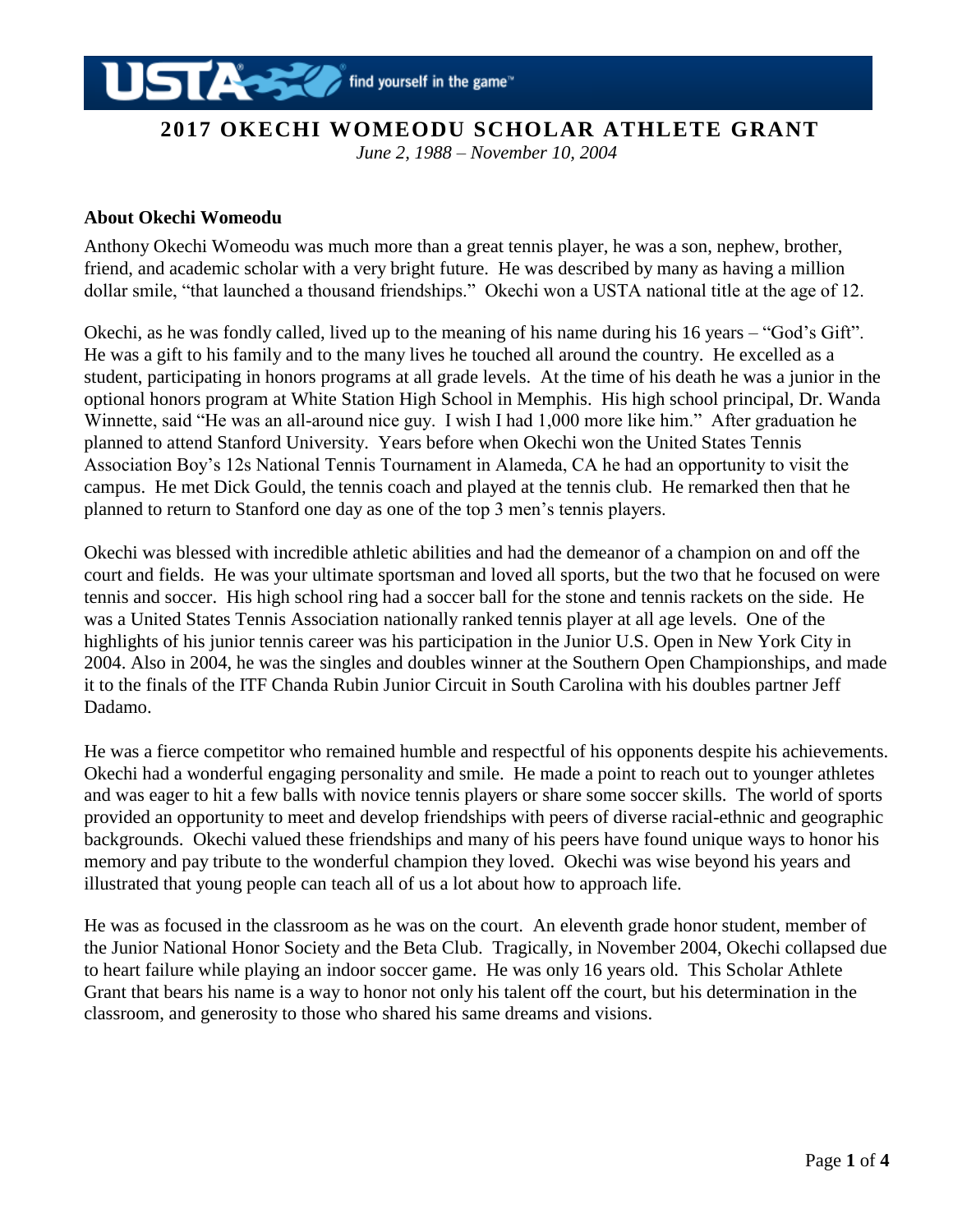# 2017 OKECHI WOMEODU SCHOLAR ATHLETE GRANT

*June 2, 1988 – November 10, 2004*

**About Okechi Womeodu**

Anthony Okechi Womeodu was much more than a great tennis player, he was a son, nephew, brother, friend, and academic scholar with a very bright future. He was described by many as having a million dollar smile, "that launched a thousand friendships." Okechi won a USTA national title at the age of 12.

Okechi, as he was fondly called, lived up to the meaning of his name during his 16 years – "God's Gift". He was a gift to his family and to the many lives he touched all around the country. He excelled as a student, participating in honors programs at all grade levels. At the time of his death he was a junior in the optional honors program at White Station High School in Memphis. His high school principal, Dr. Wanda Winnette, said "He was an all-around nice guy. I wish I had 1,000 more like him." After graduation he planned to attend Stanford University. Years before when Okechi won the United States Tennis Association Boy's 12s National Tennis Tournament in Alameda, CA he had an opportunity to visit the campus. He met Dick Gould, the tennis coach and played at the tennis club. He remarked then that he planned to return to Stanford one day as one of the top 3 men's tennis players.

Okechi was blessed with incredible athletic abilities and had the demeanor of a champion on and off the court and fields. He was your ultimate sportsman and loved all sports, but the two that he focused on were tennis and soccer. His high school ring had a soccer ball for the stone and tennis rackets on the side. He was a United States Tennis Association nationally ranked tennis player at all age levels. One of the highlights of his junior tennis career was his participation in the Junior U.S. Open in New York City in 2004. Also in 2004, he was the singles and doubles winner at the Southern Open Championships, and made it to the finals of the ITF Chanda Rubin Junior Circuit in South Carolina with his doubles partner Jeff Dadamo.

He was a fierce competitor who remained humble and respectful of his opponents despite his achievements. Okechi had a wonderful engaging personality and smile. He made a point to reach out to younger athletes and was eager to hit a few balls with novice tennis players or share some soccer skills. The world of sports provided an opportunity to meet and develop friendships with peers of diverse racial-ethnic and geographic backgrounds. Okechi valued these friendships and many of his peers have found unique ways to honor his memory and pay tribute to the wonderful champion they loved. Okechi was wise beyond his years and illustrated that young people can teach all of us a lot about how to approach life.

He was as focused in the classroom as he was on the court. An eleventh grade honor student, member of the Junior National Honor Society and the Beta Club. Tragically, in November 2004, Okechi collapsed due to heart failure while playing an indoor soccer game. He was only 16 years old. This Scholar Athlete Grant that bears his name is a way to honor not only his talent off the court, but his determination in the classroom, and generosity to those who shared his same dreams and visions.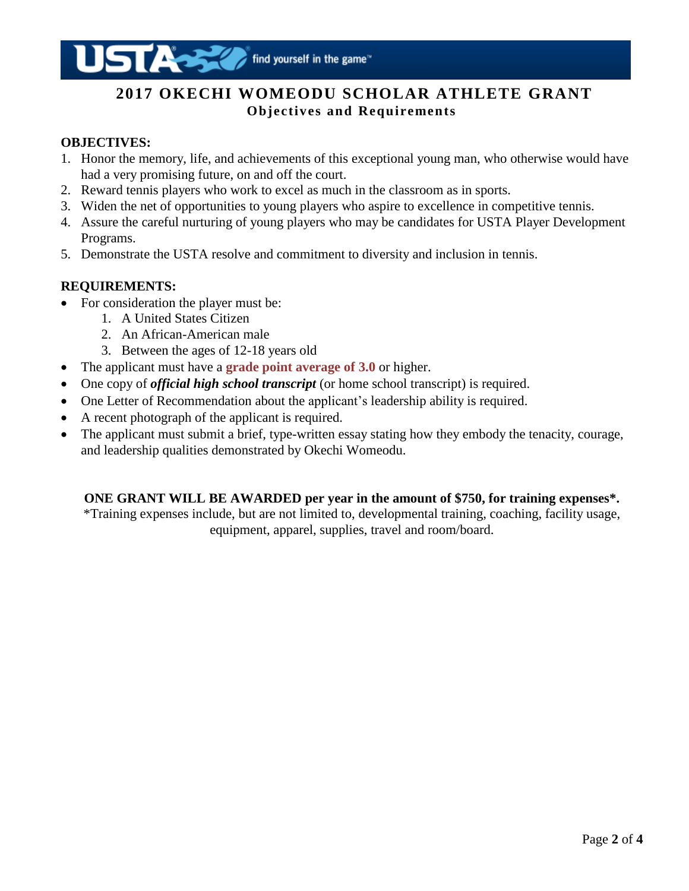# 2017 OKECHI WOMEODU SCHOLAR ATHLETE GRANT

## Objectives and Requirements

**OBJECTIVES:**

1. Honor the memory, life, and achievements of this exceptional young man, who otherwise would have had a very promising future, on and off the court.
2. Reward tennis players who work to excel as much in the classroom as in sports.
3. Widen the net of opportunities to young players who aspire to excellence in competitive tennis.
4. Assure the careful nurturing of young players who may be candidates for USTA Player Development Programs.
5. Demonstrate the USTA resolve and commitment to diversity and inclusion in tennis.

**REQUIREMENTS:**

- For consideration the player must be:
  1. A United States Citizen
  2. An African-American male
  3. Between the ages of 12-18 years old
- The applicant must have a **grade point average of 3.0** or higher.
- One copy of ***official high school transcript*** (or home school transcript) is required.
- One Letter of Recommendation about the applicant's leadership ability is required.
- A recent photograph of the applicant is required.
- The applicant must submit a brief, type-written essay stating how they embody the tenacity, courage, and leadership qualities demonstrated by Okechi Womeodu.

**ONE GRANT WILL BE AWARDED per year in the amount of $750, for training expenses*.**

*Training expenses include, but are not limited to, developmental training, coaching, facility usage, equipment, apparel, supplies, travel and room/board.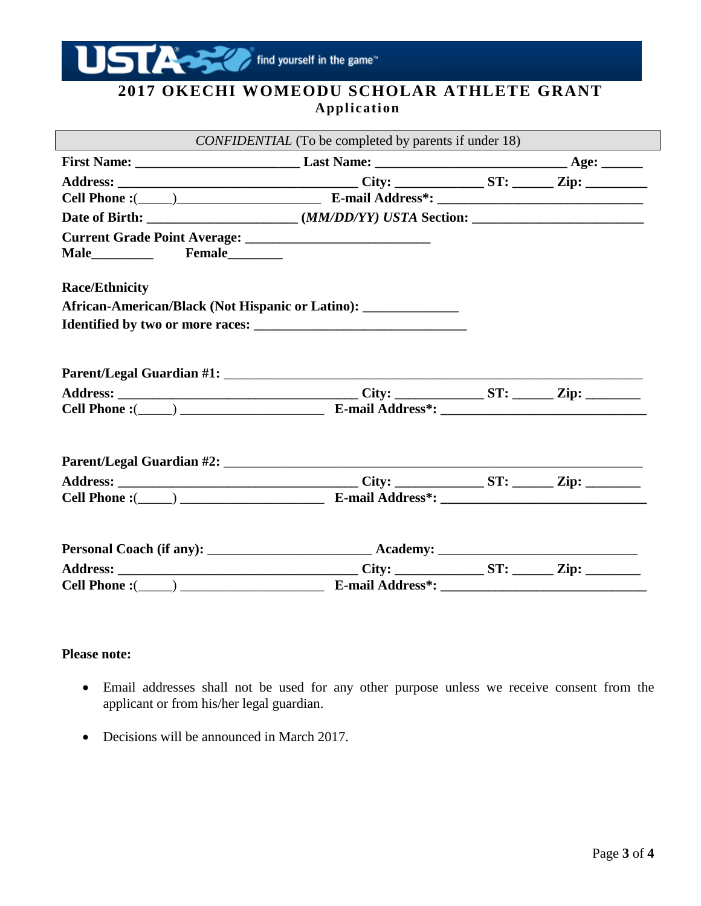# 2017 OKECHI WOMEODU SCHOLAR ATHLETE GRANT

## Application

*CONFIDENTIAL* (To be completed by parents if under 18)

**First Name:** ________________________ **Last Name:** ____________________________ **Age:** ______

**Address:** ___________________________________ **City:** _____________ **ST:** ______ **Zip:** _________

**Cell Phone :(**_____**)**_____________________ **E-mail Address\*:** ______________________________

**Date of Birth:** ______________________ ***(MM/DD/YY) USTA*** **Section:** _________________________

**Current Grade Point Average:** ___________________________

**Male**_________ **Female**________

**Race/Ethnicity**

**African-American/Black (Not Hispanic or Latino):** ______________

**Identified by two or more races:** _______________________________

**Parent/Legal Guardian #1:** _____________________________________________________________

**Address:** ___________________________________ **City:** _____________ **ST:** ______ **Zip:** ________

**Cell Phone :(**_____**)** _____________________ **E-mail Address\*:** ______________________________

**Parent/Legal Guardian #2:** _____________________________________________________________

**Address:** ___________________________________ **City:** _____________ **ST:** ______ **Zip:** ________

**Cell Phone :(**_____**)** _____________________ **E-mail Address\*:** ______________________________

**Personal Coach (if any):** ________________________ **Academy:** _____________________________

**Address:** ___________________________________ **City:** _____________ **ST:** ______ **Zip:** ________

**Cell Phone :(**_____**)** _____________________ **E-mail Address\*:** ______________________________

**Please note:**

- Email addresses shall not be used for any other purpose unless we receive consent from the applicant or from his/her legal guardian.
- Decisions will be announced in March 2017.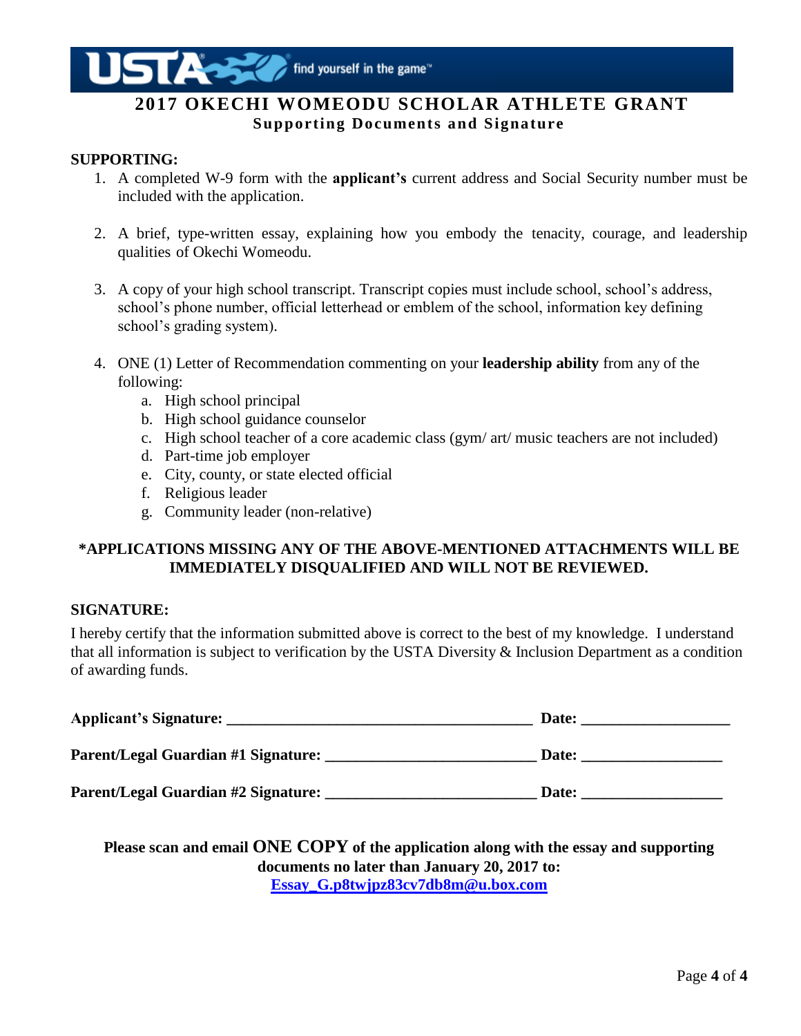# 2017 OKECHI WOMEODU SCHOLAR ATHLETE GRANT

## Supporting Documents and Signature

**SUPPORTING:**

1. A completed W-9 form with the **applicant's** current address and Social Security number must be included with the application.

2. A brief, type-written essay, explaining how you embody the tenacity, courage, and leadership qualities of Okechi Womeodu.

3. A copy of your high school transcript. Transcript copies must include school, school's address, school's phone number, official letterhead or emblem of the school, information key defining school's grading system).

4. ONE (1) Letter of Recommendation commenting on your **leadership ability** from any of the following:
   a. High school principal
   b. High school guidance counselor
   c. High school teacher of a core academic class (gym/ art/ music teachers are not included)
   d. Part-time job employer
   e. City, county, or state elected official
   f. Religious leader
   g. Community leader (non-relative)

**\*APPLICATIONS MISSING ANY OF THE ABOVE-MENTIONED ATTACHMENTS WILL BE IMMEDIATELY DISQUALIFIED AND WILL NOT BE REVIEWED.**

**SIGNATURE:**

I hereby certify that the information submitted above is correct to the best of my knowledge. I understand that all information is subject to verification by the USTA Diversity & Inclusion Department as a condition of awarding funds.

**Applicant's Signature:** ________________________________________ **Date:** ___________________

**Parent/Legal Guardian #1 Signature:** ___________________________ **Date:** _________________

**Parent/Legal Guardian #2 Signature:** ___________________________ **Date:** _________________

**Please scan and email ONE COPY of the application along with the essay and supporting documents no later than January 20, 2017 to:**
**Essay_G.p8twjpz83cv7db8m@u.box.com**